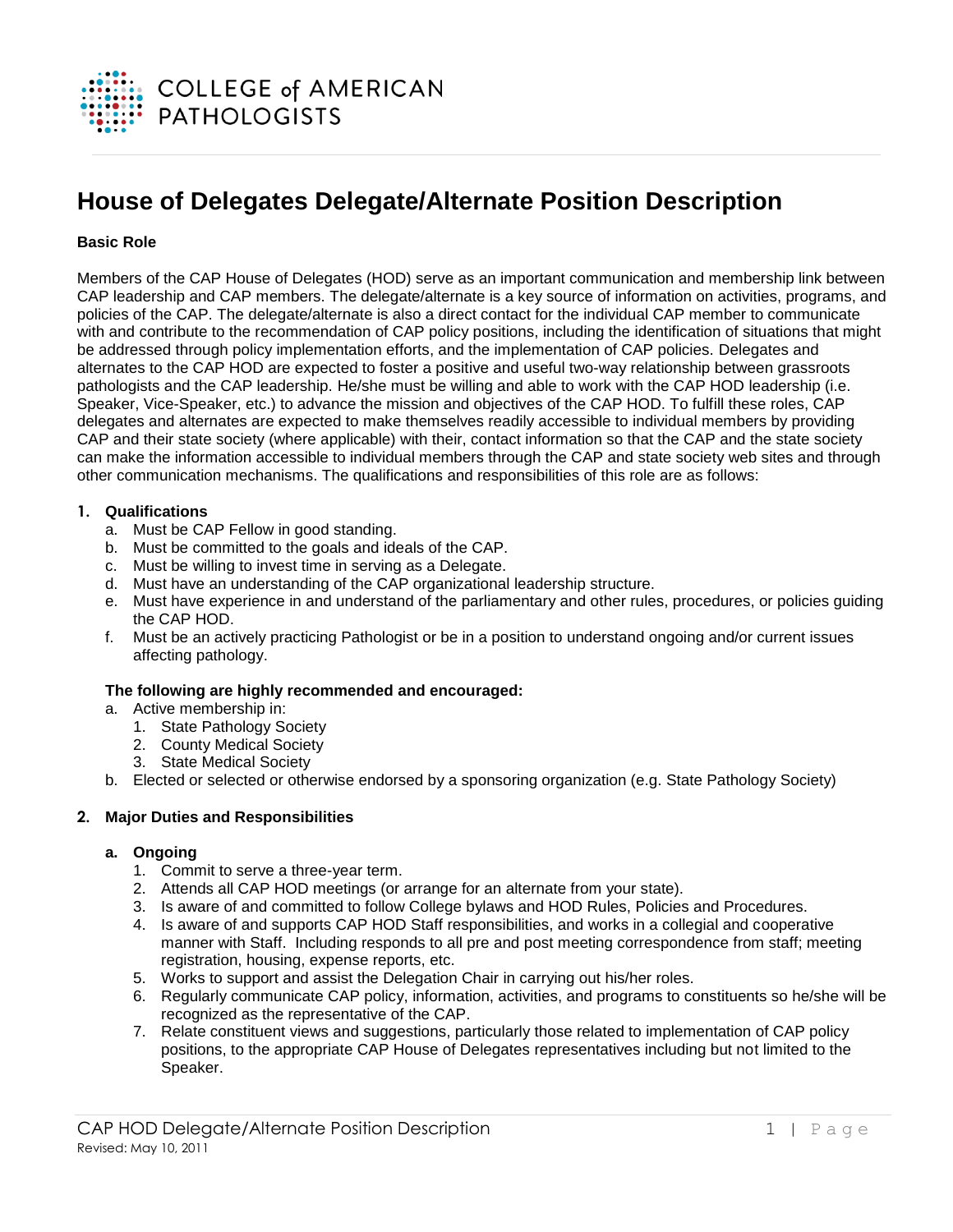# House of Delegates Delegate/Alternate Position Description

**Basic Role**

Members of the CAP House of Delegates (HOD) serve as an important communication and membership link between CAP leadership and CAP members. The delegate/alternate is a key source of information on activities, programs, and policies of the CAP. The delegate/alternate is also a direct contact for the individual CAP member to communicate with and contribute to the recommendation of CAP policy positions, including the identification of situations that might be addressed through policy implementation efforts, and the implementation of CAP policies. Delegates and alternates to the CAP HOD are expected to foster a positive and useful two-way relationship between grassroots pathologists and the CAP leadership. He/she must be willing and able to work with the CAP HOD leadership (i.e. Speaker, Vice-Speaker, etc.) to advance the mission and objectives of the CAP HOD. To fulfill these roles, CAP delegates and alternates are expected to make themselves readily accessible to individual members by providing CAP and their state society (where applicable) with their, contact information so that the CAP and the state society can make the information accessible to individual members through the CAP and state society web sites and through other communication mechanisms. The qualifications and responsibilities of this role are as follows:

1. **Qualifications**
   a. Must be CAP Fellow in good standing.
   b. Must be committed to the goals and ideals of the CAP.
   c. Must be willing to invest time in serving as a Delegate.
   d. Must have an understanding of the CAP organizational leadership structure.
   e. Must have experience in and understand of the parliamentary and other rules, procedures, or policies guiding the CAP HOD.
   f. Must be an actively practicing Pathologist or be in a position to understand ongoing and/or current issues affecting pathology.

   **The following are highly recommended and encouraged:**
   a. Active membership in:
      1. State Pathology Society
      2. County Medical Society
      3. State Medical Society
   b. Elected or selected or otherwise endorsed by a sponsoring organization (e.g. State Pathology Society)

2. **Major Duties and Responsibilities**

   **a. Ongoing**
      1. Commit to serve a three-year term.
      2. Attends all CAP HOD meetings (or arrange for an alternate from your state).
      3. Is aware of and committed to follow College bylaws and HOD Rules, Policies and Procedures.
      4. Is aware of and supports CAP HOD Staff responsibilities, and works in a collegial and cooperative manner with Staff. Including responds to all pre and post meeting correspondence from staff; meeting registration, housing, expense reports, etc.
      5. Works to support and assist the Delegation Chair in carrying out his/her roles.
      6. Regularly communicate CAP policy, information, activities, and programs to constituents so he/she will be recognized as the representative of the CAP.
      7. Relate constituent views and suggestions, particularly those related to implementation of CAP policy positions, to the appropriate CAP House of Delegates representatives including but not limited to the Speaker.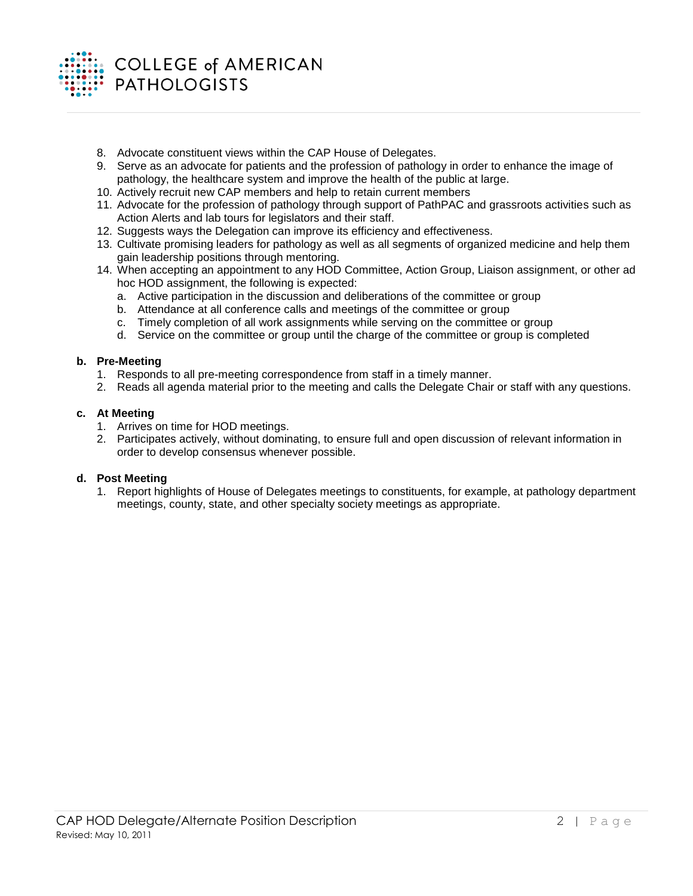8. Advocate constituent views within the CAP House of Delegates.
9. Serve as an advocate for patients and the profession of pathology in order to enhance the image of pathology, the healthcare system and improve the health of the public at large.
10. Actively recruit new CAP members and help to retain current members
11. Advocate for the profession of pathology through support of PathPAC and grassroots activities such as Action Alerts and lab tours for legislators and their staff.
12. Suggests ways the Delegation can improve its efficiency and effectiveness.
13. Cultivate promising leaders for pathology as well as all segments of organized medicine and help them gain leadership positions through mentoring.
14. When accepting an appointment to any HOD Committee, Action Group, Liaison assignment, or other ad hoc HOD assignment, the following is expected:
    a. Active participation in the discussion and deliberations of the committee or group
    b. Attendance at all conference calls and meetings of the committee or group
    c. Timely completion of all work assignments while serving on the committee or group
    d. Service on the committee or group until the charge of the committee or group is completed

**b. Pre-Meeting**

1. Responds to all pre-meeting correspondence from staff in a timely manner.
2. Reads all agenda material prior to the meeting and calls the Delegate Chair or staff with any questions.

**c. At Meeting**

1. Arrives on time for HOD meetings.
2. Participates actively, without dominating, to ensure full and open discussion of relevant information in order to develop consensus whenever possible.

**d. Post Meeting**

1. Report highlights of House of Delegates meetings to constituents, for example, at pathology department meetings, county, state, and other specialty society meetings as appropriate.